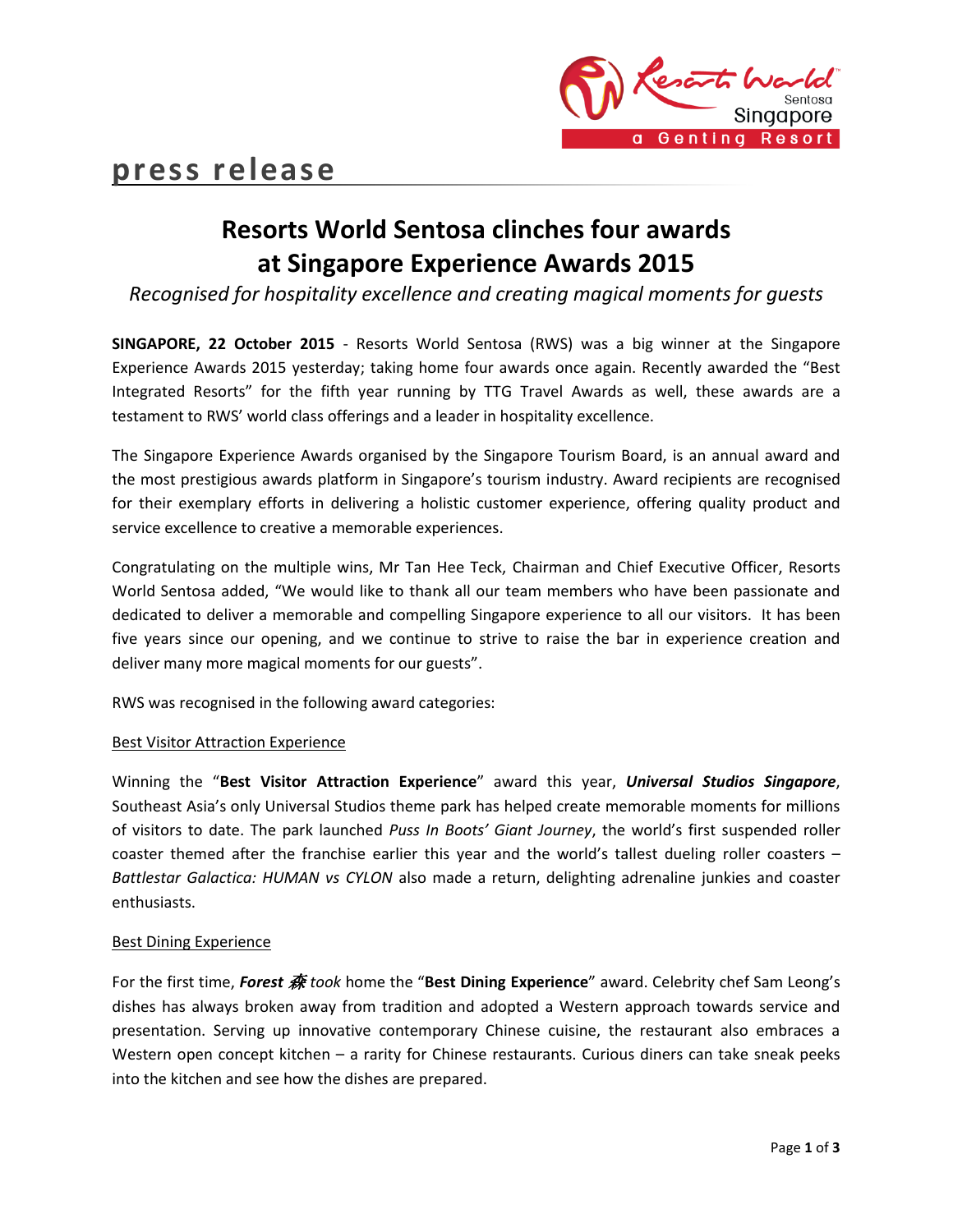# press release

## Resorts World Sentosa clinches four awards at Singapore Experience Awards 2015

*Recognised for hospitality excellence and creating magical moments for guests*

**SINGAPORE, 22 October 2015** - Resorts World Sentosa (RWS) was a big winner at the Singapore Experience Awards 2015 yesterday; taking home four awards once again. Recently awarded the "Best Integrated Resorts" for the fifth year running by TTG Travel Awards as well, these awards are a testament to RWS' world class offerings and a leader in hospitality excellence.

The Singapore Experience Awards organised by the Singapore Tourism Board, is an annual award and the most prestigious awards platform in Singapore's tourism industry. Award recipients are recognised for their exemplary efforts in delivering a holistic customer experience, offering quality product and service excellence to creative a memorable experiences.

Congratulating on the multiple wins, Mr Tan Hee Teck, Chairman and Chief Executive Officer, Resorts World Sentosa added, "We would like to thank all our team members who have been passionate and dedicated to deliver a memorable and compelling Singapore experience to all our visitors. It has been five years since our opening, and we continue to strive to raise the bar in experience creation and deliver many more magical moments for our guests".

RWS was recognised in the following award categories:

Best Visitor Attraction Experience

Winning the "**Best Visitor Attraction Experience**" award this year, ***Universal Studios Singapore***, Southeast Asia's only Universal Studios theme park has helped create memorable moments for millions of visitors to date. The park launched *Puss In Boots' Giant Journey*, the world's first suspended roller coaster themed after the franchise earlier this year and the world's tallest dueling roller coasters – *Battlestar Galactica: HUMAN vs CYLON* also made a return, delighting adrenaline junkies and coaster enthusiasts.

Best Dining Experience

For the first time, ***Forest 森*** *took* home the "**Best Dining Experience**" award. Celebrity chef Sam Leong's dishes has always broken away from tradition and adopted a Western approach towards service and presentation. Serving up innovative contemporary Chinese cuisine, the restaurant also embraces a Western open concept kitchen – a rarity for Chinese restaurants. Curious diners can take sneak peeks into the kitchen and see how the dishes are prepared.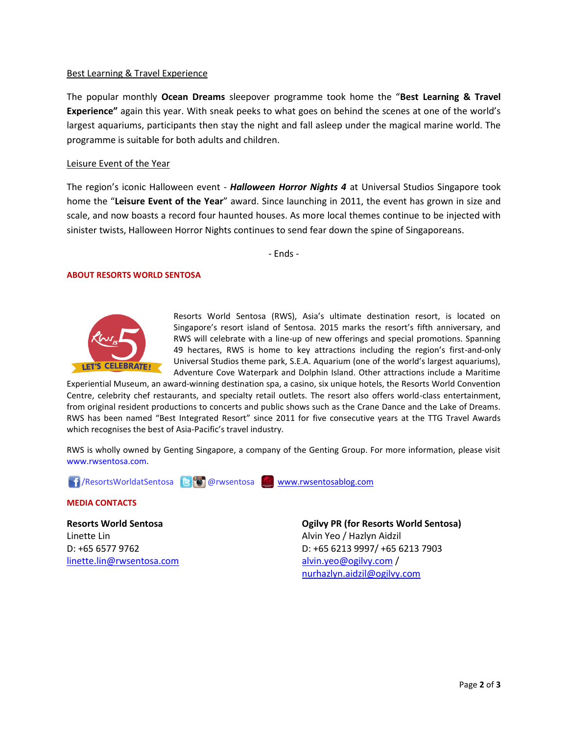<u>Best Learning & Travel Experience</u>

The popular monthly **Ocean Dreams** sleepover programme took home the "**Best Learning & Travel Experience"** again this year. With sneak peeks to what goes on behind the scenes at one of the world's largest aquariums, participants then stay the night and fall asleep under the magical marine world. The programme is suitable for both adults and children.

<u>Leisure Event of the Year</u>

The region's iconic Halloween event - ***Halloween Horror Nights 4*** at Universal Studios Singapore took home the "**Leisure Event of the Year**" award. Since launching in 2011, the event has grown in size and scale, and now boasts a record four haunted houses. As more local themes continue to be injected with sinister twists, Halloween Horror Nights continues to send fear down the spine of Singaporeans.

\- Ends -

**ABOUT RESORTS WORLD SENTOSA**

Resorts World Sentosa (RWS), Asia's ultimate destination resort, is located on Singapore's resort island of Sentosa. 2015 marks the resort's fifth anniversary, and RWS will celebrate with a line-up of new offerings and special promotions. Spanning 49 hectares, RWS is home to key attractions including the region's first-and-only Universal Studios theme park, S.E.A. Aquarium (one of the world's largest aquariums), Adventure Cove Waterpark and Dolphin Island. Other attractions include a Maritime Experiential Museum, an award-winning destination spa, a casino, six unique hotels, the Resorts World Convention Centre, celebrity chef restaurants, and specialty retail outlets. The resort also offers world-class entertainment, from original resident productions to concerts and public shows such as the Crane Dance and the Lake of Dreams. RWS has been named "Best Integrated Resort" since 2011 for five consecutive years at the TTG Travel Awards which recognises the best of Asia-Pacific's travel industry.

RWS is wholly owned by Genting Singapore, a company of the Genting Group. For more information, please visit www.rwsentosa.com.

/ResortsWorldatSentosa @rwsentosa www.rwsentosablog.com

**MEDIA CONTACTS**

**Resorts World Sentosa**
Linette Lin
D: +65 6577 9762
linette.lin@rwsentosa.com

**Ogilvy PR (for Resorts World Sentosa)**
Alvin Yeo / Hazlyn Aidzil
D: +65 6213 9997/ +65 6213 7903
alvin.yeo@ogilvy.com /
nurhazlyn.aidzil@ogilvy.com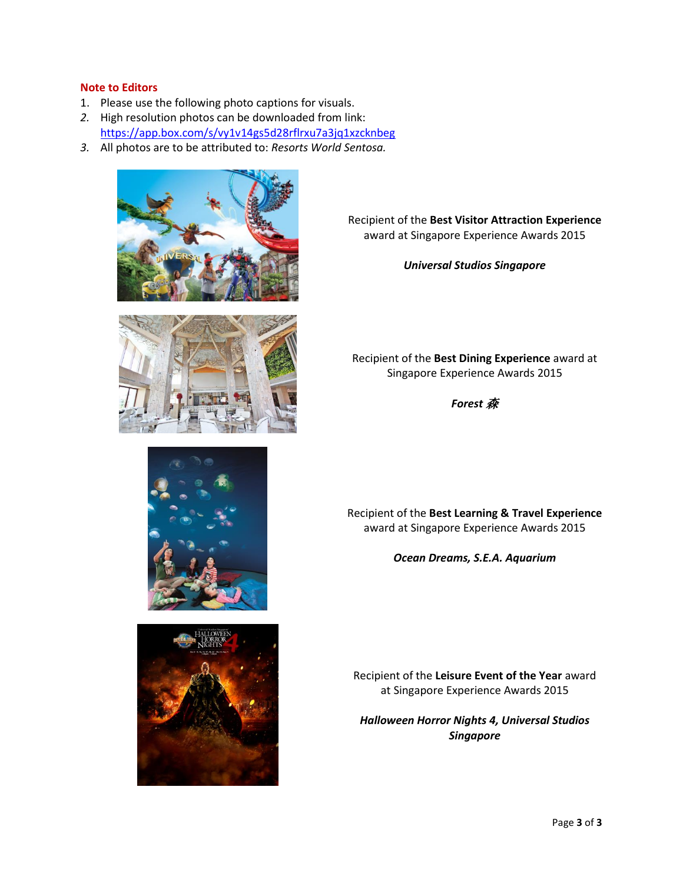**Note to Editors**

1. Please use the following photo captions for visuals.
2. High resolution photos can be downloaded from link: https://app.box.com/s/vy1v14gs5d28rflrxu7a3jq1xzcknbeg
3. All photos are to be attributed to: *Resorts World Sentosa.*

Recipient of the **Best Visitor Attraction Experience** award at Singapore Experience Awards 2015

***Universal Studios Singapore***

Recipient of the **Best Dining Experience** award at Singapore Experience Awards 2015

***Forest 森***

Recipient of the **Best Learning & Travel Experience** award at Singapore Experience Awards 2015

***Ocean Dreams, S.E.A. Aquarium***

Recipient of the **Leisure Event of the Year** award at Singapore Experience Awards 2015

***Halloween Horror Nights 4, Universal Studios Singapore***